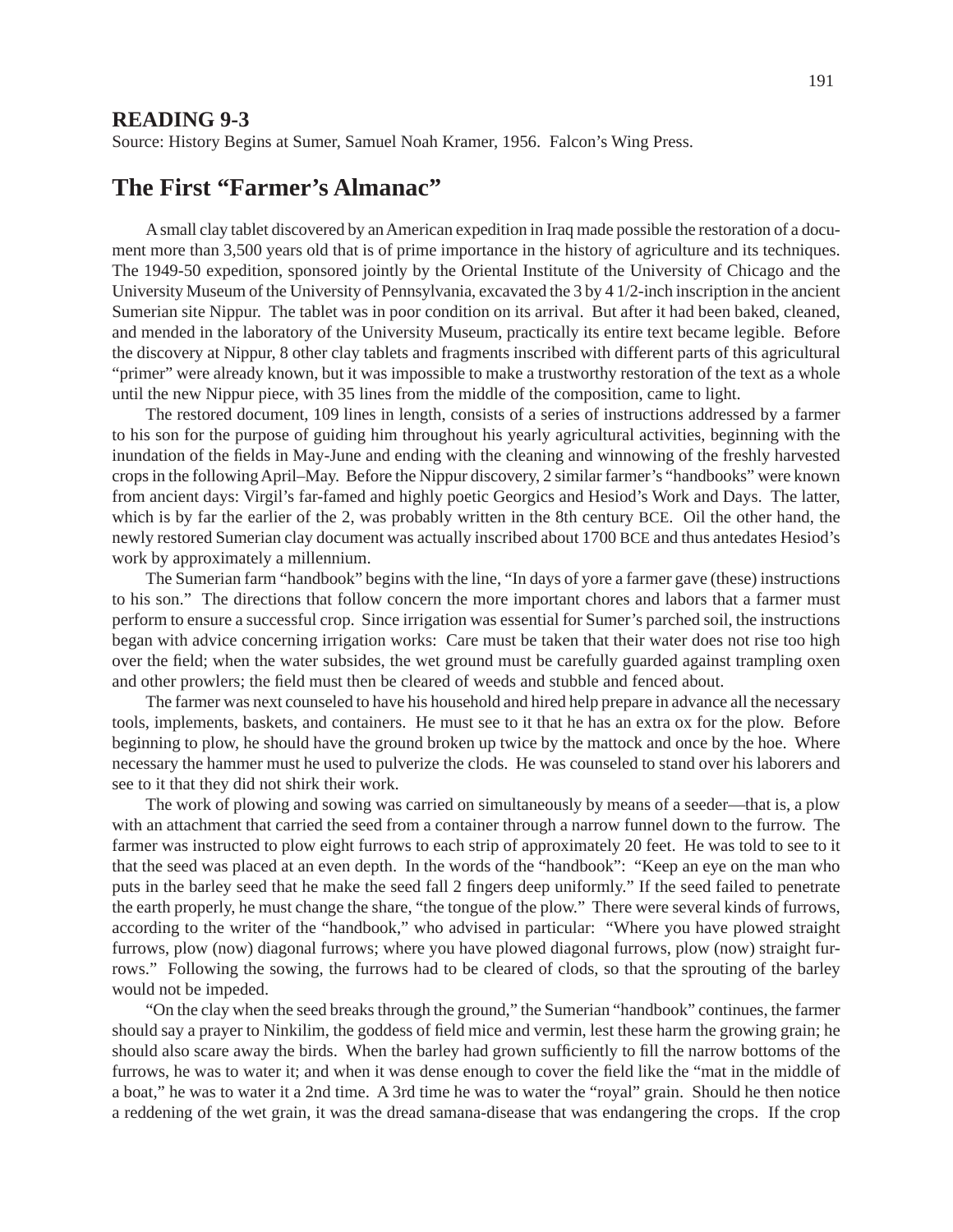## READING 9-3

Source: History Begins at Sumer, Samuel Noah Kramer, 1956. Falcon's Wing Press.

# The First "Farmer's Almanac"

A small clay tablet discovered by an American expedition in Iraq made possible the restoration of a document more than 3,500 years old that is of prime importance in the history of agriculture and its techniques. The 1949-50 expedition, sponsored jointly by the Oriental Institute of the University of Chicago and the University Museum of the University of Pennsylvania, excavated the 3 by 4 1/2-inch inscription in the ancient Sumerian site Nippur. The tablet was in poor condition on its arrival. But after it had been baked, cleaned, and mended in the laboratory of the University Museum, practically its entire text became legible. Before the discovery at Nippur, 8 other clay tablets and fragments inscribed with different parts of this agricultural "primer" were already known, but it was impossible to make a trustworthy restoration of the text as a whole until the new Nippur piece, with 35 lines from the middle of the composition, came to light.

The restored document, 109 lines in length, consists of a series of instructions addressed by a farmer to his son for the purpose of guiding him throughout his yearly agricultural activities, beginning with the inundation of the fields in May-June and ending with the cleaning and winnowing of the freshly harvested crops in the following April–May. Before the Nippur discovery, 2 similar farmer's "handbooks" were known from ancient days: Virgil's far-famed and highly poetic Georgics and Hesiod's Work and Days. The latter, which is by far the earlier of the 2, was probably written in the 8th century BCE. Oil the other hand, the newly restored Sumerian clay document was actually inscribed about 1700 BCE and thus antedates Hesiod's work by approximately a millennium.

The Sumerian farm "handbook" begins with the line, "In days of yore a farmer gave (these) instructions to his son." The directions that follow concern the more important chores and labors that a farmer must perform to ensure a successful crop. Since irrigation was essential for Sumer's parched soil, the instructions began with advice concerning irrigation works: Care must be taken that their water does not rise too high over the field; when the water subsides, the wet ground must be carefully guarded against trampling oxen and other prowlers; the field must then be cleared of weeds and stubble and fenced about.

The farmer was next counseled to have his household and hired help prepare in advance all the necessary tools, implements, baskets, and containers. He must see to it that he has an extra ox for the plow. Before beginning to plow, he should have the ground broken up twice by the mattock and once by the hoe. Where necessary the hammer must he used to pulverize the clods. He was counseled to stand over his laborers and see to it that they did not shirk their work.

The work of plowing and sowing was carried on simultaneously by means of a seeder—that is, a plow with an attachment that carried the seed from a container through a narrow funnel down to the furrow. The farmer was instructed to plow eight furrows to each strip of approximately 20 feet. He was told to see to it that the seed was placed at an even depth. In the words of the "handbook": "Keep an eye on the man who puts in the barley seed that he make the seed fall 2 fingers deep uniformly." If the seed failed to penetrate the earth properly, he must change the share, "the tongue of the plow." There were several kinds of furrows, according to the writer of the "handbook," who advised in particular: "Where you have plowed straight furrows, plow (now) diagonal furrows; where you have plowed diagonal furrows, plow (now) straight furrows." Following the sowing, the furrows had to be cleared of clods, so that the sprouting of the barley would not be impeded.

"On the clay when the seed breaks through the ground," the Sumerian "handbook" continues, the farmer should say a prayer to Ninkilim, the goddess of field mice and vermin, lest these harm the growing grain; he should also scare away the birds. When the barley had grown sufficiently to fill the narrow bottoms of the furrows, he was to water it; and when it was dense enough to cover the field like the "mat in the middle of a boat," he was to water it a 2nd time. A 3rd time he was to water the "royal" grain. Should he then notice a reddening of the wet grain, it was the dread samana-disease that was endangering the crops. If the crop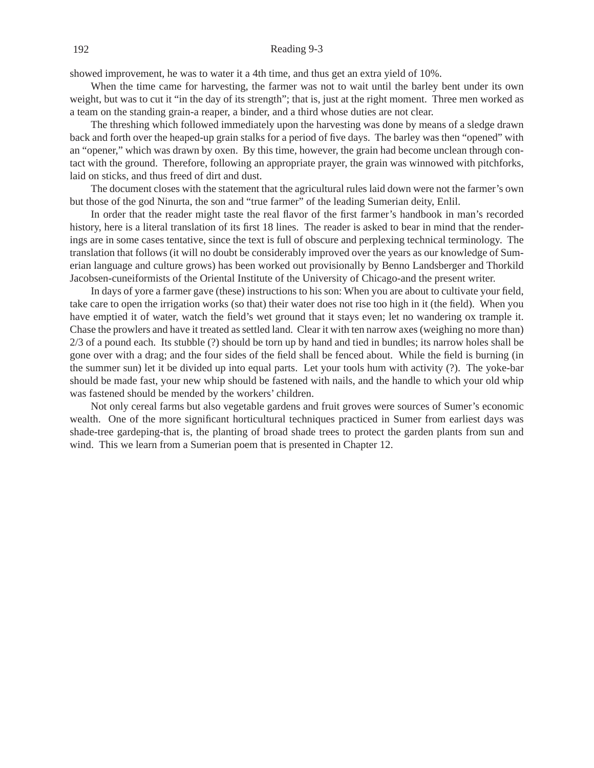showed improvement, he was to water it a 4th time, and thus get an extra yield of 10%.

When the time came for harvesting, the farmer was not to wait until the barley bent under its own weight, but was to cut it "in the day of its strength"; that is, just at the right moment. Three men worked as a team on the standing grain-a reaper, a binder, and a third whose duties are not clear.

The threshing which followed immediately upon the harvesting was done by means of a sledge drawn back and forth over the heaped-up grain stalks for a period of five days. The barley was then "opened" with an "opener," which was drawn by oxen. By this time, however, the grain had become unclean through contact with the ground. Therefore, following an appropriate prayer, the grain was winnowed with pitchforks, laid on sticks, and thus freed of dirt and dust.

The document closes with the statement that the agricultural rules laid down were not the farmer's own but those of the god Ninurta, the son and "true farmer" of the leading Sumerian deity, Enlil.

In order that the reader might taste the real flavor of the first farmer's handbook in man's recorded history, here is a literal translation of its first 18 lines. The reader is asked to bear in mind that the renderings are in some cases tentative, since the text is full of obscure and perplexing technical terminology. The translation that follows (it will no doubt be considerably improved over the years as our knowledge of Sumerian language and culture grows) has been worked out provisionally by Benno Landsberger and Thorkild Jacobsen-cuneiformists of the Oriental Institute of the University of Chicago-and the present writer.

In days of yore a farmer gave (these) instructions to his son: When you are about to cultivate your field, take care to open the irrigation works (so that) their water does not rise too high in it (the field). When you have emptied it of water, watch the field's wet ground that it stays even; let no wandering ox trample it. Chase the prowlers and have it treated as settled land. Clear it with ten narrow axes (weighing no more than) 2/3 of a pound each. Its stubble (?) should be torn up by hand and tied in bundles; its narrow holes shall be gone over with a drag; and the four sides of the field shall be fenced about. While the field is burning (in the summer sun) let it be divided up into equal parts. Let your tools hum with activity (?). The yoke-bar should be made fast, your new whip should be fastened with nails, and the handle to which your old whip was fastened should be mended by the workers' children.

Not only cereal farms but also vegetable gardens and fruit groves were sources of Sumer's economic wealth. One of the more significant horticultural techniques practiced in Sumer from earliest days was shade-tree gardeping-that is, the planting of broad shade trees to protect the garden plants from sun and wind. This we learn from a Sumerian poem that is presented in Chapter 12.